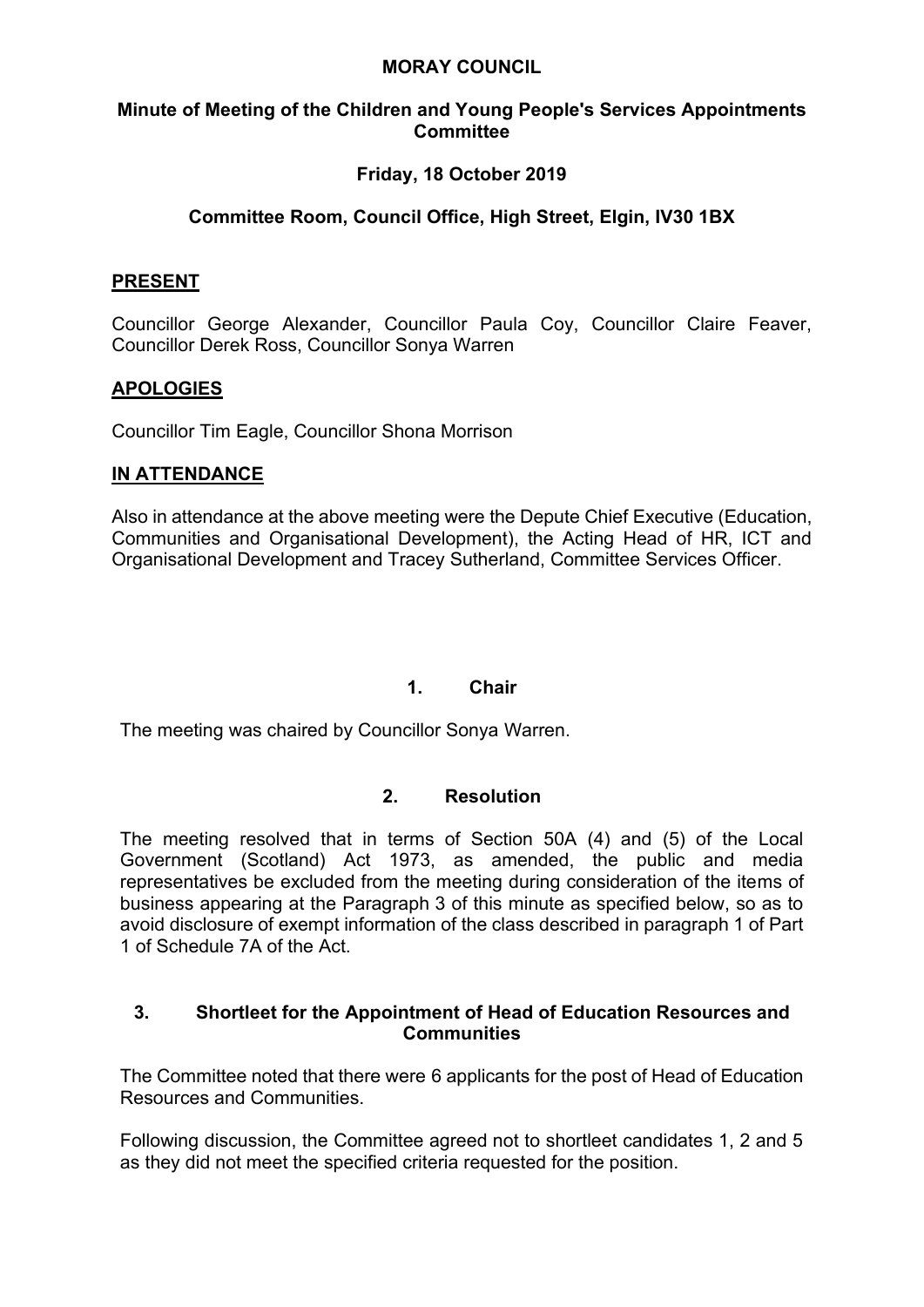# MORAY COUNCIL

## Minute of Meeting of the Children and Young People's Services Appointments Committee

**Friday, 18 October 2019**

**Committee Room, Council Office, High Street, Elgin, IV30 1BX**

### PRESENT

Councillor George Alexander, Councillor Paula Coy, Councillor Claire Feaver, Councillor Derek Ross, Councillor Sonya Warren

### APOLOGIES

Councillor Tim Eagle, Councillor Shona Morrison

### IN ATTENDANCE

Also in attendance at the above meeting were the Depute Chief Executive (Education, Communities and Organisational Development), the Acting Head of HR, ICT and Organisational Development and Tracey Sutherland, Committee Services Officer.

### 1. Chair

The meeting was chaired by Councillor Sonya Warren.

### 2. Resolution

The meeting resolved that in terms of Section 50A (4) and (5) of the Local Government (Scotland) Act 1973, as amended, the public and media representatives be excluded from the meeting during consideration of the items of business appearing at the Paragraph 3 of this minute as specified below, so as to avoid disclosure of exempt information of the class described in paragraph 1 of Part 1 of Schedule 7A of the Act.

### 3. Shortleet for the Appointment of Head of Education Resources and Communities

The Committee noted that there were 6 applicants for the post of Head of Education Resources and Communities.

Following discussion, the Committee agreed not to shortleet candidates 1, 2 and 5 as they did not meet the specified criteria requested for the position.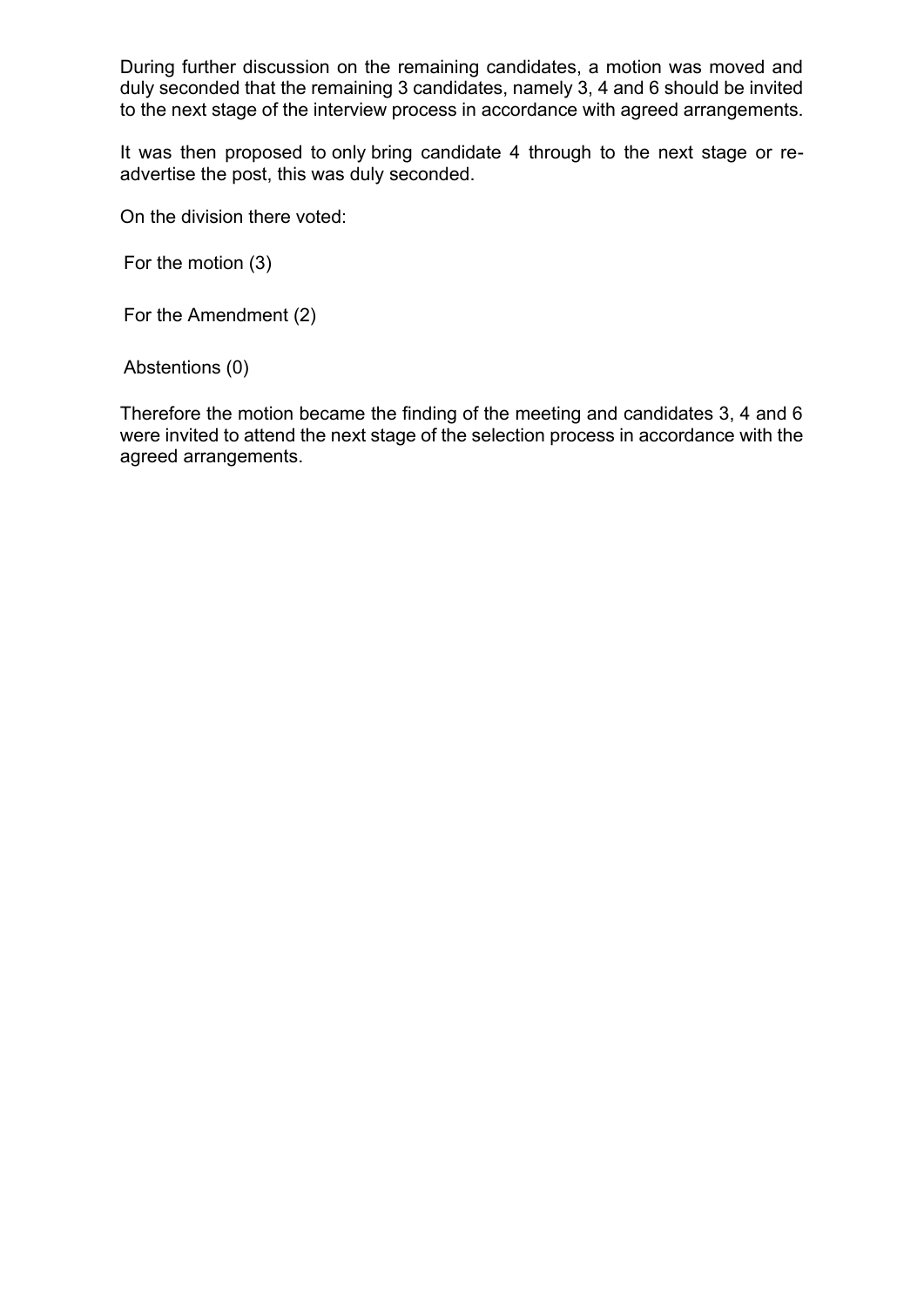During further discussion on the remaining candidates, a motion was moved and duly seconded that the remaining 3 candidates, namely 3, 4 and 6 should be invited to the next stage of the interview process in accordance with agreed arrangements.

It was then proposed to only bring candidate 4 through to the next stage or re-advertise the post, this was duly seconded.

On the division there voted:

For the motion (3)

For the Amendment (2)

Abstentions (0)

Therefore the motion became the finding of the meeting and candidates 3, 4 and 6 were invited to attend the next stage of the selection process in accordance with the agreed arrangements.